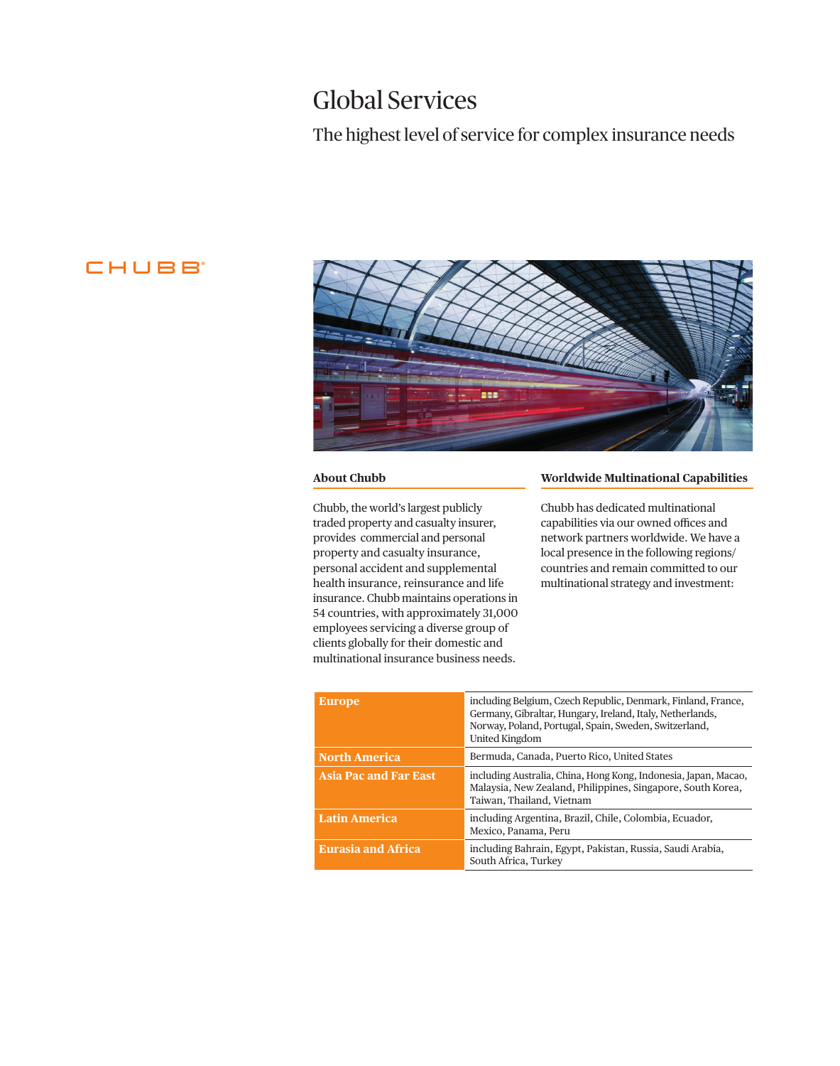# Global Services

## The highest level of service for complex insurance needs

CHUBB®

### About Chubb

Chubb, the world's largest publicly traded property and casualty insurer, provides commercial and personal property and casualty insurance, personal accident and supplemental health insurance, reinsurance and life insurance. Chubb maintains operations in 54 countries, with approximately 31,000 employees servicing a diverse group of clients globally for their domestic and multinational insurance business needs.

### Worldwide Multinational Capabilities

Chubb has dedicated multinational capabilities via our owned offices and network partners worldwide. We have a local presence in the following regions/countries and remain committed to our multinational strategy and investment:

| Region | Countries |
| --- | --- |
| **Europe** | including Belgium, Czech Republic, Denmark, Finland, France, Germany, Gibraltar, Hungary, Ireland, Italy, Netherlands, Norway, Poland, Portugal, Spain, Sweden, Switzerland, United Kingdom |
| **North America** | Bermuda, Canada, Puerto Rico, United States |
| **Asia Pac and Far East** | including Australia, China, Hong Kong, Indonesia, Japan, Macao, Malaysia, New Zealand, Philippines, Singapore, South Korea, Taiwan, Thailand, Vietnam |
| **Latin America** | including Argentina, Brazil, Chile, Colombia, Ecuador, Mexico, Panama, Peru |
| **Eurasia and Africa** | including Bahrain, Egypt, Pakistan, Russia, Saudi Arabia, South Africa, Turkey |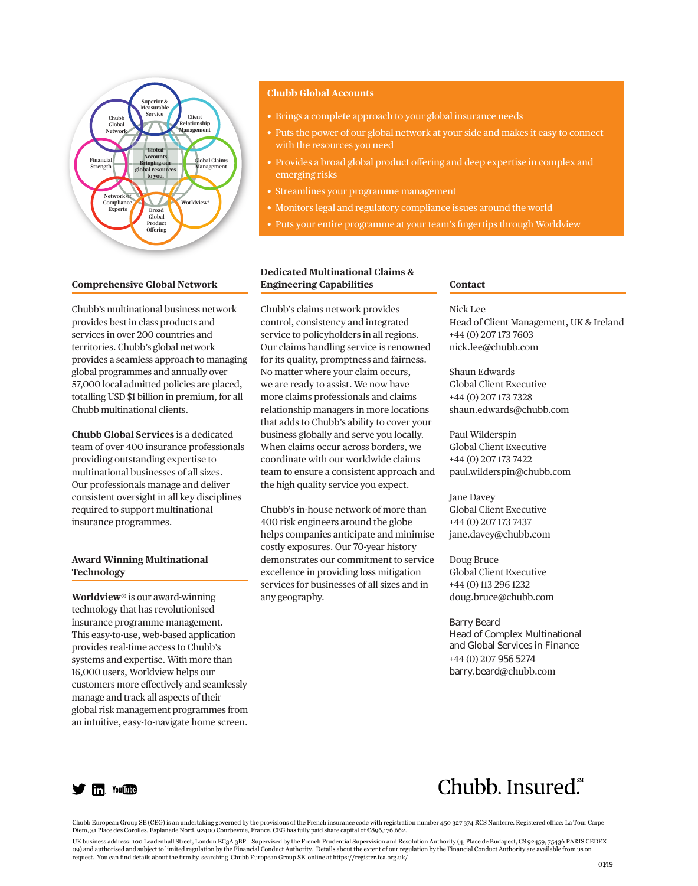Superior & Measurable Service

Client Relationship Management

Global Claims Management

Worldview®

Broad Global Product Offering

Network of Compliance Experts

Financial Strength

Chubb Global Network

Global Accounts Bringing our global resources to you.

## Chubb Global Accounts

- Brings a complete approach to your global insurance needs
- Puts the power of our global network at your side and makes it easy to connect with the resources you need
- Provides a broad global product offering and deep expertise in complex and emerging risks
- Streamlines your programme management
- Monitors legal and regulatory compliance issues around the world
- Puts your entire programme at your team's fingertips through Worldview

### Comprehensive Global Network

Chubb's multinational business network provides best in class products and services in over 200 countries and territories. Chubb's global network provides a seamless approach to managing global programmes and annually over 57,000 local admitted policies are placed, totalling USD $1 billion in premium, for all Chubb multinational clients.

**Chubb Global Services** is a dedicated team of over 400 insurance professionals providing outstanding expertise to multinational businesses of all sizes. Our professionals manage and deliver consistent oversight in all key disciplines required to support multinational insurance programmes.

### Award Winning Multinational Technology

**Worldview®** is our award-winning technology that has revolutionised insurance programme management. This easy-to-use, web-based application provides real-time access to Chubb's systems and expertise. With more than 16,000 users, Worldview helps our customers more effectively and seamlessly manage and track all aspects of their global risk management programmes from an intuitive, easy-to-navigate home screen.

### Dedicated Multinational Claims & Engineering Capabilities

Chubb's claims network provides control, consistency and integrated service to policyholders in all regions. Our claims handling service is renowned for its quality, promptness and fairness. No matter where your claim occurs, we are ready to assist. We now have more claims professionals and claims relationship managers in more locations that adds to Chubb's ability to cover your business globally and serve you locally. When claims occur across borders, we coordinate with our worldwide claims team to ensure a consistent approach and the high quality service you expect.

Chubb's in-house network of more than 400 risk engineers around the globe helps companies anticipate and minimise costly exposures. Our 70-year history demonstrates our commitment to service excellence in providing loss mitigation services for businesses of all sizes and in any geography.

### Contact

Nick Lee
Head of Client Management, UK & Ireland
+44 (0) 207 173 7603
nick.lee@chubb.com

Shaun Edwards
Global Client Executive
+44 (0) 207 173 7328
shaun.edwards@chubb.com

Paul Wilderspin
Global Client Executive
+44 (0) 207 173 7422
paul.wilderspin@chubb.com

Jane Davey
Global Client Executive
+44 (0) 207 173 7437
jane.davey@chubb.com

Doug Bruce
Global Client Executive
+44 (0) 113 296 1232
doug.bruce@chubb.com

Barry Beard
Head of Complex Multinational and Global Services in Finance
+44 (0) 207 956 5274
barry.beard@chubb.com

Chubb. Insured.℠

Chubb European Group SE (CEG) is an undertaking governed by the provisions of the French insurance code with registration number 450 327 374 RCS Nanterre. Registered office: La Tour Carpe Diem, 31 Place des Corolles, Esplanade Nord, 92400 Courbevoie, France. CEG has fully paid share capital of €896,176,662.

UK business address: 100 Leadenhall Street, London EC3A 3BP. Supervised by the French Prudential Supervision and Resolution Authority (4, Place de Budapest, CS 92459, 75436 PARIS CEDEX 09) and authorised and subject to limited regulation by the Financial Conduct Authority. Details about the extent of our regulation by the Financial Conduct Authority are available from us on request. You can find details about the firm by searching 'Chubb European Group SE' online at https://register.fca.org.uk/

01/19